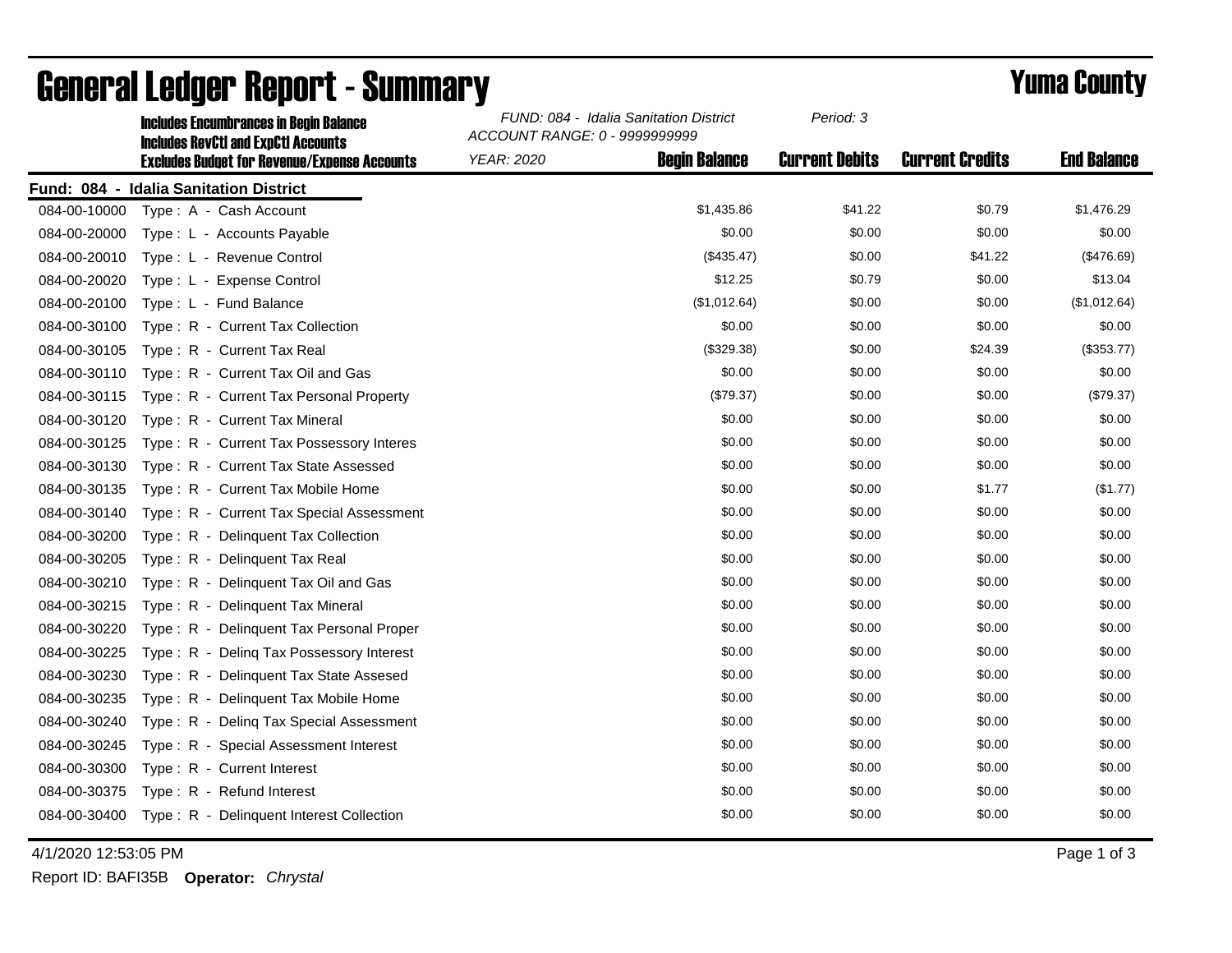# General Ledger Report - Summary

## Yuma County

**Includes Encumbrances in Begin Balance**
**Includes RevCtl and ExpCtl Accounts**
**Excludes Budget for Revenue/Expense Accounts**

*FUND: 084 - Idalia Sanitation District*
*ACCOUNT RANGE: 0 - 9999999999*
*YEAR: 2020*
*Period: 3*

**Fund: 084 - Idalia Sanitation District**

| Account | Description | Begin Balance | Current Debits | Current Credits | End Balance |
|---|---|---|---|---|---|
| 084-00-10000 | Type : A - Cash Account | $1,435.86 | $41.22 | $0.79 | $1,476.29 |
| 084-00-20000 | Type : L - Accounts Payable | $0.00 | $0.00 | $0.00 | $0.00 |
| 084-00-20010 | Type : L - Revenue Control | ($435.47) | $0.00 | $41.22 | ($476.69) |
| 084-00-20020 | Type : L - Expense Control | $12.25 | $0.79 | $0.00 | $13.04 |
| 084-00-20100 | Type : L - Fund Balance | ($1,012.64) | $0.00 | $0.00 | ($1,012.64) |
| 084-00-30100 | Type : R - Current Tax Collection | $0.00 | $0.00 | $0.00 | $0.00 |
| 084-00-30105 | Type : R - Current Tax Real | ($329.38) | $0.00 | $24.39 | ($353.77) |
| 084-00-30110 | Type : R - Current Tax Oil and Gas | $0.00 | $0.00 | $0.00 | $0.00 |
| 084-00-30115 | Type : R - Current Tax Personal Property | ($79.37) | $0.00 | $0.00 | ($79.37) |
| 084-00-30120 | Type : R - Current Tax Mineral | $0.00 | $0.00 | $0.00 | $0.00 |
| 084-00-30125 | Type : R - Current Tax Possessory Interes | $0.00 | $0.00 | $0.00 | $0.00 |
| 084-00-30130 | Type : R - Current Tax State Assessed | $0.00 | $0.00 | $0.00 | $0.00 |
| 084-00-30135 | Type : R - Current Tax Mobile Home | $0.00 | $0.00 | $1.77 | ($1.77) |
| 084-00-30140 | Type : R - Current Tax Special Assessment | $0.00 | $0.00 | $0.00 | $0.00 |
| 084-00-30200 | Type : R - Delinquent Tax Collection | $0.00 | $0.00 | $0.00 | $0.00 |
| 084-00-30205 | Type : R - Delinquent Tax Real | $0.00 | $0.00 | $0.00 | $0.00 |
| 084-00-30210 | Type : R - Delinquent Tax Oil and Gas | $0.00 | $0.00 | $0.00 | $0.00 |
| 084-00-30215 | Type : R - Delinquent Tax Mineral | $0.00 | $0.00 | $0.00 | $0.00 |
| 084-00-30220 | Type : R - Delinquent Tax Personal Proper | $0.00 | $0.00 | $0.00 | $0.00 |
| 084-00-30225 | Type : R - Delinq Tax Possessory Interest | $0.00 | $0.00 | $0.00 | $0.00 |
| 084-00-30230 | Type : R - Delinquent Tax State Assesed | $0.00 | $0.00 | $0.00 | $0.00 |
| 084-00-30235 | Type : R - Delinquent Tax Mobile Home | $0.00 | $0.00 | $0.00 | $0.00 |
| 084-00-30240 | Type : R - Delinq Tax Special Assessment | $0.00 | $0.00 | $0.00 | $0.00 |
| 084-00-30245 | Type : R - Special Assessment Interest | $0.00 | $0.00 | $0.00 | $0.00 |
| 084-00-30300 | Type : R - Current Interest | $0.00 | $0.00 | $0.00 | $0.00 |
| 084-00-30375 | Type : R - Refund Interest | $0.00 | $0.00 | $0.00 | $0.00 |
| 084-00-30400 | Type : R - Delinquent Interest Collection | $0.00 | $0.00 | $0.00 | $0.00 |

4/1/2020 12:53:05 PM

Report ID: BAFI35B **Operator:** *Chrystal*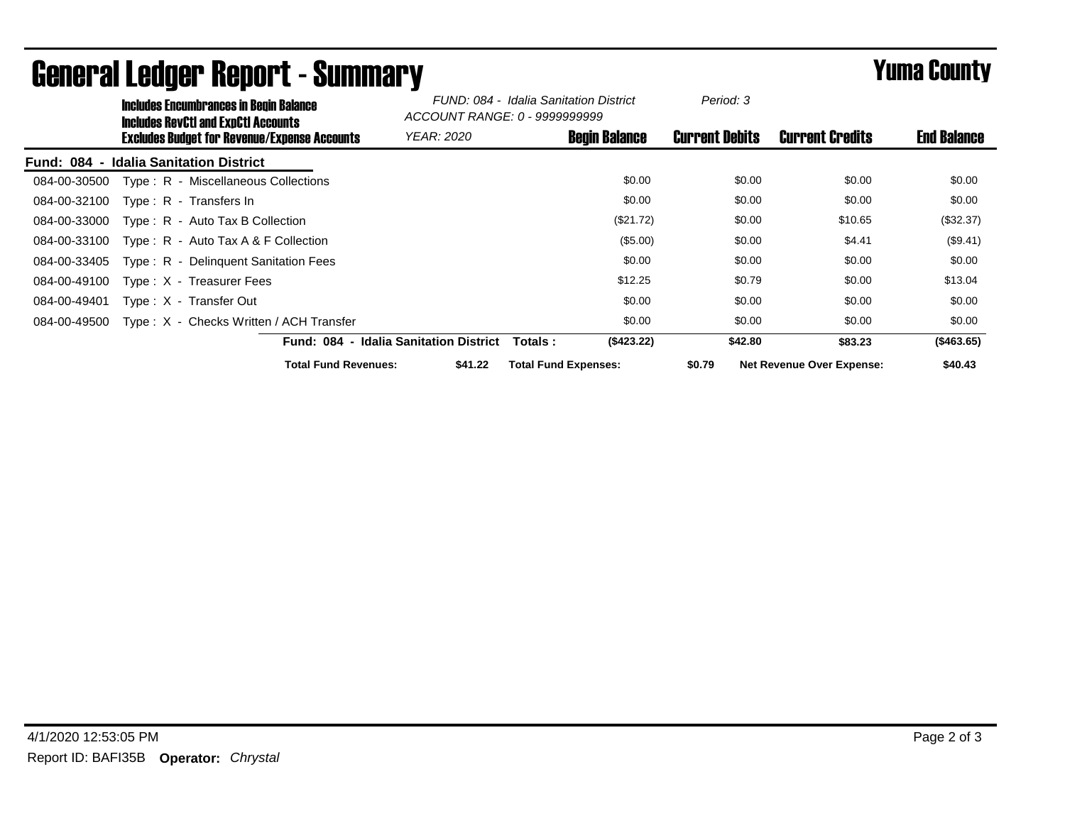# General Ledger Report - Summary

## Yuma County

**Includes Encumbrances in Begin Balance**
**Includes RevCtl and ExpCtl Accounts**
**Excludes Budget for Revenue/Expense Accounts**

*FUND: 084 - Idalia Sanitation District*
*ACCOUNT RANGE: 0 - 9999999999*
*YEAR: 2020*
*Period: 3*

**Fund: 084 - Idalia Sanitation District**

| Account | Description | Begin Balance | Current Debits | Current Credits | End Balance |
|---|---|---|---|---|---|
| 084-00-30500 | Type : R - Miscellaneous Collections | $0.00 | $0.00 | $0.00 | $0.00 |
| 084-00-32100 | Type : R - Transfers In | $0.00 | $0.00 | $0.00 | $0.00 |
| 084-00-33000 | Type : R - Auto Tax B Collection | ($21.72) | $0.00 | $10.65 | ($32.37) |
| 084-00-33100 | Type : R - Auto Tax A & F Collection | ($5.00) | $0.00 | $4.41 | ($9.41) |
| 084-00-33405 | Type : R - Delinquent Sanitation Fees | $0.00 | $0.00 | $0.00 | $0.00 |
| 084-00-49100 | Type : X - Treasurer Fees | $12.25 | $0.79 | $0.00 | $13.04 |
| 084-00-49401 | Type : X - Transfer Out | $0.00 | $0.00 | $0.00 | $0.00 |
| 084-00-49500 | Type : X - Checks Written / ACH Transfer | $0.00 | $0.00 | $0.00 | $0.00 |
| | **Fund: 084 - Idalia Sanitation District Totals :** | **($423.22)** | **$42.80** | **$83.23** | **($463.65)** |

**Total Fund Revenues:** **$41.22** **Total Fund Expenses:** **$0.79** **Net Revenue Over Expense:** **$40.43**

4/1/2020 12:53:05 PM

Report ID: BAFI35B **Operator:** *Chrystal*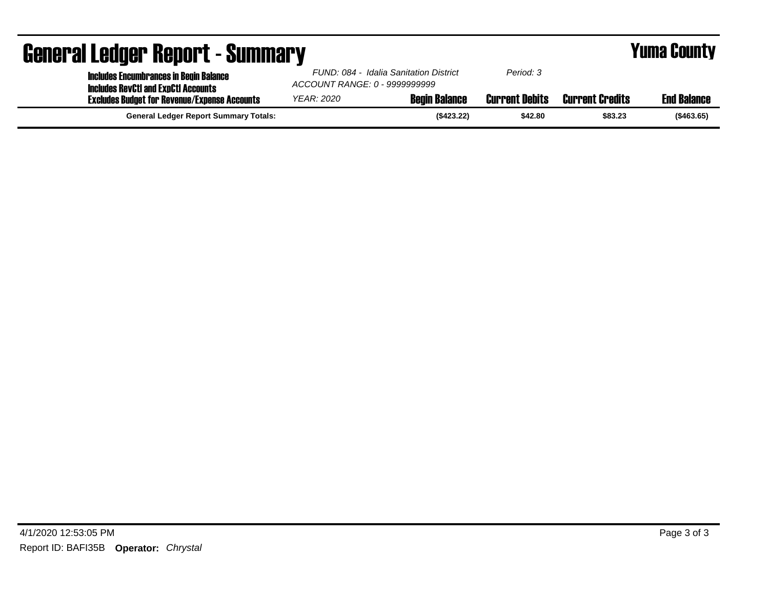# General Ledger Report - Summary

## Yuma County

**Includes Encumbrances in Begin Balance**
**Includes RevCtl and ExpCtl Accounts**
**Excludes Budget for Revenue/Expense Accounts**

*FUND: 084 - Idalia Sanitation District*
*ACCOUNT RANGE: 0 - 9999999999*
*YEAR: 2020*
*Period: 3*

| | Begin Balance | Current Debits | Current Credits | End Balance |
|---|---|---|---|---|
| **General Ledger Report Summary Totals:** | **($423.22)** | **$42.80** | **$83.23** | **($463.65)** |

4/1/2020 12:53:05 PM

Report ID: BAFI35B **Operator:** *Chrystal*